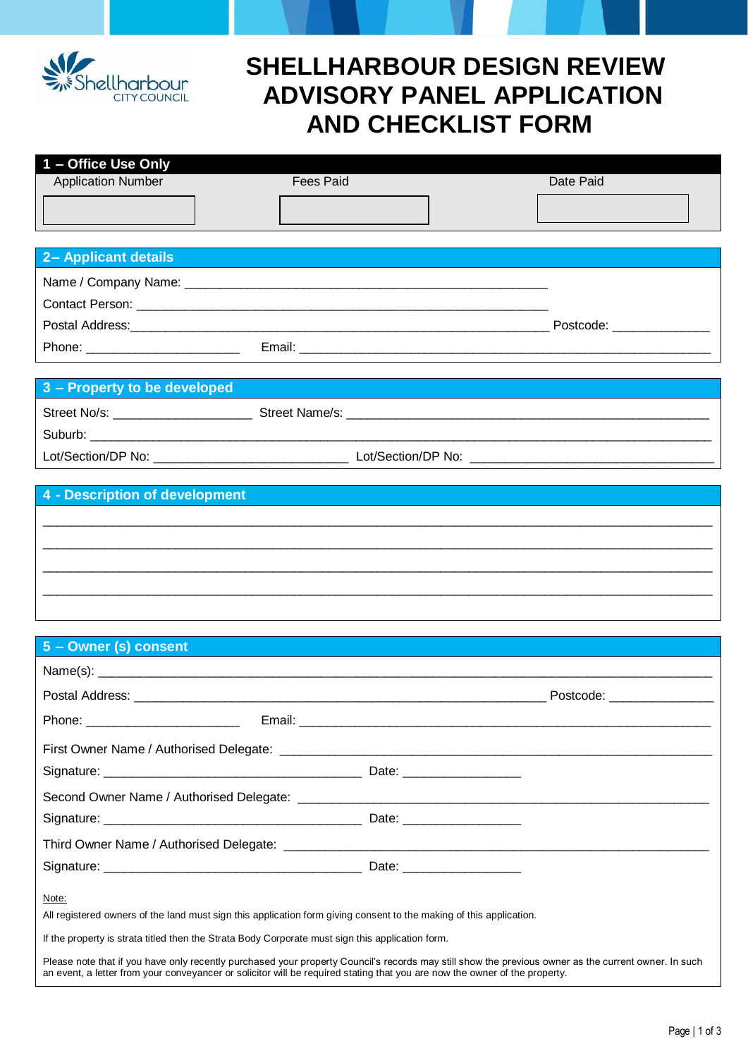# SHELLHARBOUR DESIGN REVIEW ADVISORY PANEL APPLICATION AND CHECKLIST FORM

## 1 – Office Use Only

| Application Number | Fees Paid | Date Paid |
|---|---|---|
| | | |

## 2– Applicant details

Name / Company Name: ______________________________________________________

Contact Person: ______________________________________________________

Postal Address:______________________________________________________ Postcode: _____________

Phone: ____________________ Email: ______________________________________________________

## 3 – Property to be developed

Street No/s: __________________ Street Name/s: ______________________________________________

Suburb: ______________________________________________________________________________

Lot/Section/DP No: __________________________ Lot/Section/DP No: ________________________________

## 4 - Description of development

______________________________________________________________________________

______________________________________________________________________________

______________________________________________________________________________

______________________________________________________________________________

## 5 – Owner (s) consent

Name(s): ______________________________________________________________________________

Postal Address: ______________________________________________________ Postcode: ______________

Phone: ____________________ Email: ______________________________________________________

First Owner Name / Authorised Delegate: ______________________________________________________

Signature: __________________________________ Date: _______________

Second Owner Name / Authorised Delegate: ____________________________________________________

Signature: __________________________________ Date: _______________

Third Owner Name / Authorised Delegate: ______________________________________________________

Signature: __________________________________ Date: _______________

Note:

All registered owners of the land must sign this application form giving consent to the making of this application.

If the property is strata titled then the Strata Body Corporate must sign this application form.

Please note that if you have only recently purchased your property Council's records may still show the previous owner as the current owner. In such an event, a letter from your conveyancer or solicitor will be required stating that you are now the owner of the property.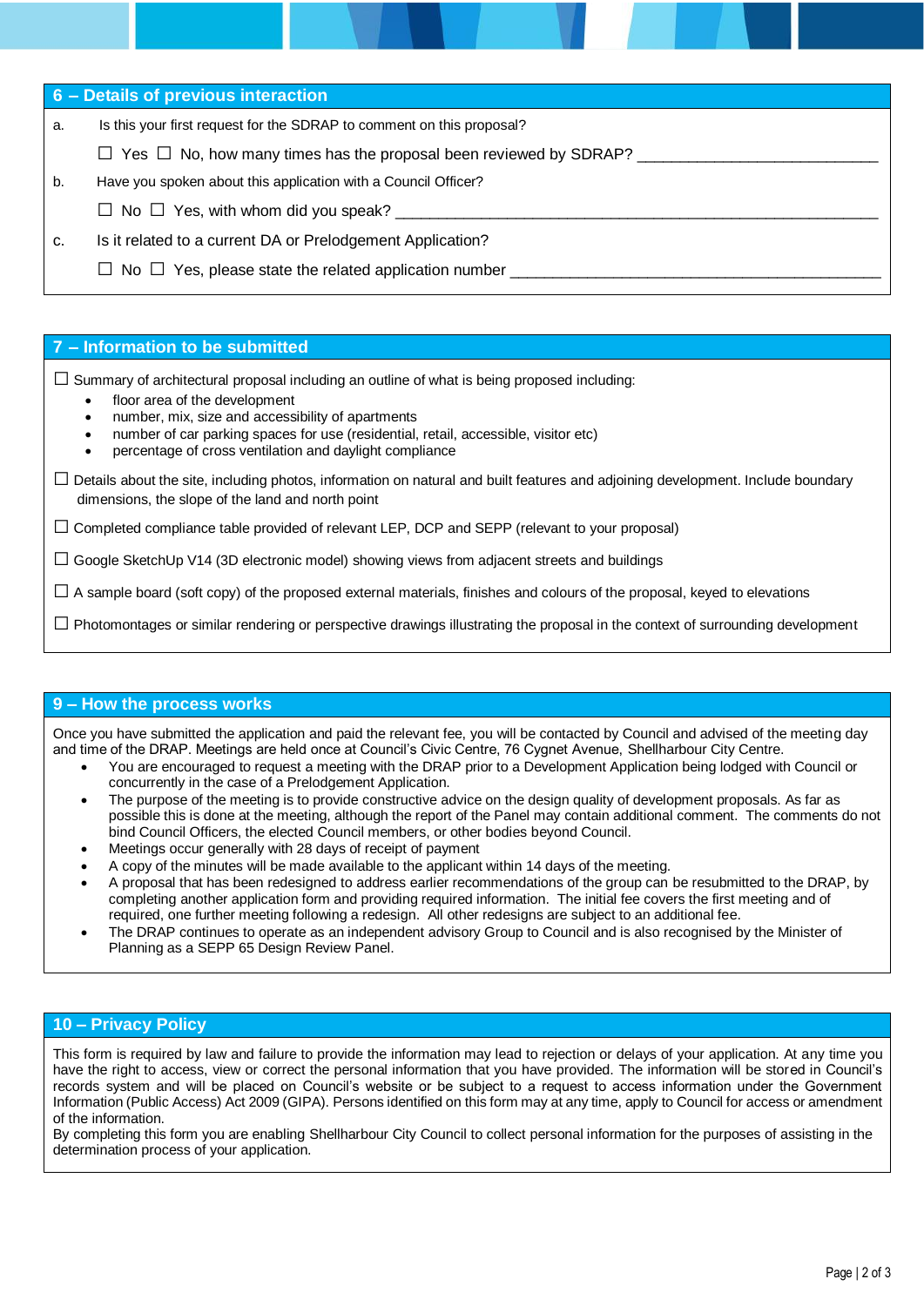## 6 – Details of previous interaction

a. Is this your first request for the SDRAP to comment on this proposal?

☐ Yes ☐ No, how many times has the proposal been reviewed by SDRAP? ____________________________

b. Have you spoken about this application with a Council Officer?

☐ No ☐ Yes, with whom did you speak? ____________________________________________________

c. Is it related to a current DA or Prelodgement Application?

☐ No ☐ Yes, please state the related application number ____________________________________________

## 7 – Information to be submitted

☐ Summary of architectural proposal including an outline of what is being proposed including:

- floor area of the development
- number, mix, size and accessibility of apartments
- number of car parking spaces for use (residential, retail, accessible, visitor etc)
- percentage of cross ventilation and daylight compliance

☐ Details about the site, including photos, information on natural and built features and adjoining development. Include boundary dimensions, the slope of the land and north point

☐ Completed compliance table provided of relevant LEP, DCP and SEPP (relevant to your proposal)

☐ Google SketchUp V14 (3D electronic model) showing views from adjacent streets and buildings

☐ A sample board (soft copy) of the proposed external materials, finishes and colours of the proposal, keyed to elevations

☐ Photomontages or similar rendering or perspective drawings illustrating the proposal in the context of surrounding development

## 9 – How the process works

Once you have submitted the application and paid the relevant fee, you will be contacted by Council and advised of the meeting day and time of the DRAP. Meetings are held once at Council's Civic Centre, 76 Cygnet Avenue, Shellharbour City Centre.

- You are encouraged to request a meeting with the DRAP prior to a Development Application being lodged with Council or concurrently in the case of a Prelodgement Application.
- The purpose of the meeting is to provide constructive advice on the design quality of development proposals. As far as possible this is done at the meeting, although the report of the Panel may contain additional comment. The comments do not bind Council Officers, the elected Council members, or other bodies beyond Council.
- Meetings occur generally with 28 days of receipt of payment
- A copy of the minutes will be made available to the applicant within 14 days of the meeting.
- A proposal that has been redesigned to address earlier recommendations of the group can be resubmitted to the DRAP, by completing another application form and providing required information. The initial fee covers the first meeting and of required, one further meeting following a redesign. All other redesigns are subject to an additional fee.
- The DRAP continues to operate as an independent advisory Group to Council and is also recognised by the Minister of Planning as a SEPP 65 Design Review Panel.

## 10 – Privacy Policy

This form is required by law and failure to provide the information may lead to rejection or delays of your application. At any time you have the right to access, view or correct the personal information that you have provided. The information will be stored in Council's records system and will be placed on Council's website or be subject to a request to access information under the Government Information (Public Access) Act 2009 (GIPA). Persons identified on this form may at any time, apply to Council for access or amendment of the information.

By completing this form you are enabling Shellharbour City Council to collect personal information for the purposes of assisting in the determination process of your application.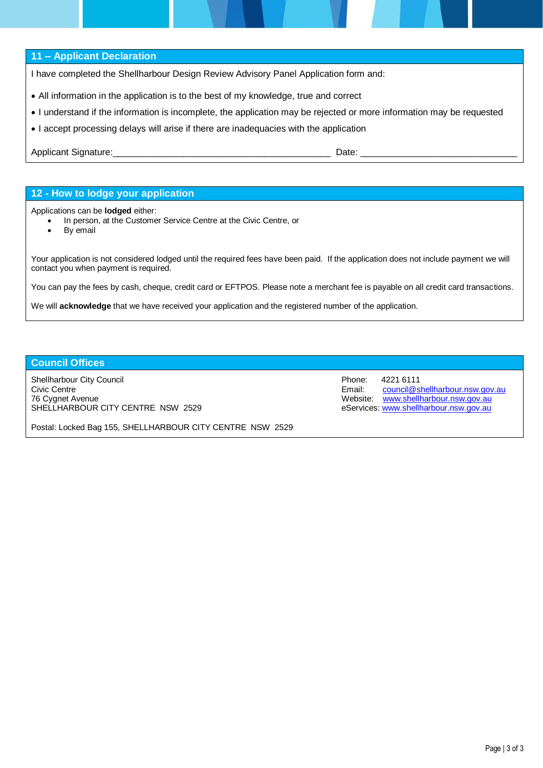## 11 – Applicant Declaration

I have completed the Shellharbour Design Review Advisory Panel Application form and:

- All information in the application is to the best of my knowledge, true and correct
- I understand if the information is incomplete, the application may be rejected or more information may be requested
- I accept processing delays will arise if there are inadequacies with the application

Applicant Signature:_________________________________________ Date: ______________________________

## 12 - How to lodge your application

Applications can be **lodged** either:

- In person, at the Customer Service Centre at the Civic Centre, or
- By email

Your application is not considered lodged until the required fees have been paid. If the application does not include payment we will contact you when payment is required.

You can pay the fees by cash, cheque, credit card or EFTPOS. Please note a merchant fee is payable on all credit card transactions.

We will **acknowledge** that we have received your application and the registered number of the application.

## Council Offices

Shellharbour City Council
Civic Centre
76 Cygnet Avenue
SHELLHARBOUR CITY CENTRE NSW 2529

Phone: 4221 6111
Email: council@shellharbour.nsw.gov.au
Website: www.shellharbour.nsw.gov.au
eServices: www.shellharbour.nsw.gov.au

Postal: Locked Bag 155, SHELLHARBOUR CITY CENTRE NSW 2529